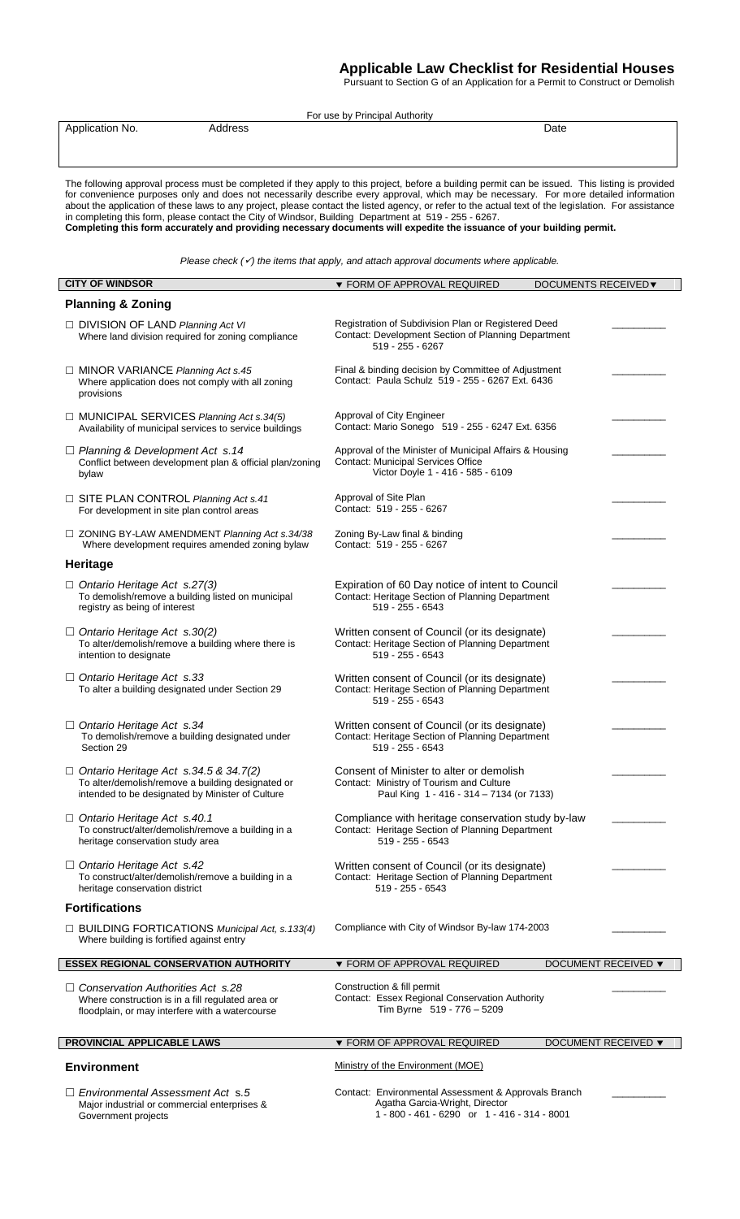# Applicable Law Checklist for Residential Houses

Pursuant to Section G of an Application for a Permit to Construct or Demolish

For use by Principal Authority

| Application No. | Address | Date |
|---|---|---|
| | | |

The following approval process must be completed if they apply to this project, before a building permit can be issued. This listing is provided for convenience purposes only and does not necessarily describe every approval, which may be necessary. For more detailed information about the application of these laws to any project, please contact the listed agency, or refer to the actual text of the legislation. For assistance in completing this form, please contact the City of Windsor, Building Department at 519 - 255 - 6267.
**Completing this form accurately and providing necessary documents will expedite the issuance of your building permit.**

*Please check (✓) the items that apply, and attach approval documents where applicable.*

| CITY OF WINDSOR | ▼ FORM OF APPROVAL REQUIRED | DOCUMENTS RECEIVED ▼ |
|---|---|---|
| **Planning & Zoning** | | |
| ☐ DIVISION OF LAND *Planning Act VI*<br>Where land division required for zoning compliance | Registration of Subdivision Plan or Registered Deed<br>Contact: Development Section of Planning Department<br>519 - 255 - 6267 | _________ |
| ☐ MINOR VARIANCE *Planning Act s.45*<br>Where application does not comply with all zoning provisions | Final & binding decision by Committee of Adjustment<br>Contact: Paula Schulz 519 - 255 - 6267 Ext. 6436 | _________ |
| ☐ MUNICIPAL SERVICES *Planning Act s.34(5)*<br>Availability of municipal services to service buildings | Approval of City Engineer<br>Contact: Mario Sonego 519 - 255 - 6247 Ext. 6356 | _________ |
| ☐ *Planning & Development Act s.14*<br>Conflict between development plan & official plan/zoning bylaw | Approval of the Minister of Municipal Affairs & Housing<br>Contact: Municipal Services Office<br>Victor Doyle 1 - 416 - 585 - 6109 | _________ |
| ☐ SITE PLAN CONTROL *Planning Act s.41*<br>For development in site plan control areas | Approval of Site Plan<br>Contact: 519 - 255 - 6267 | _________ |
| ☐ ZONING BY-LAW AMENDMENT *Planning Act s.34/38*<br>Where development requires amended zoning bylaw | Zoning By-Law final & binding<br>Contact: 519 - 255 - 6267 | _________ |
| **Heritage** | | |
| ☐ *Ontario Heritage Act s.27(3)*<br>To demolish/remove a building listed on municipal registry as being of interest | Expiration of 60 Day notice of intent to Council<br>Contact: Heritage Section of Planning Department<br>519 - 255 - 6543 | _________ |
| ☐ *Ontario Heritage Act s.30(2)*<br>To alter/demolish/remove a building where there is intention to designate | Written consent of Council (or its designate)<br>Contact: Heritage Section of Planning Department<br>519 - 255 - 6543 | _________ |
| ☐ *Ontario Heritage Act s.33*<br>To alter a building designated under Section 29 | Written consent of Council (or its designate)<br>Contact: Heritage Section of Planning Department<br>519 - 255 - 6543 | _________ |
| ☐ *Ontario Heritage Act s.34*<br>To demolish/remove a building designated under Section 29 | Written consent of Council (or its designate)<br>Contact: Heritage Section of Planning Department<br>519 - 255 - 6543 | _________ |
| ☐ *Ontario Heritage Act s.34.5 & 34.7(2)*<br>To alter/demolish/remove a building designated or intended to be designated by Minister of Culture | Consent of Minister to alter or demolish<br>Contact: Ministry of Tourism and Culture<br>Paul King 1 - 416 - 314 – 7134 (or 7133) | _________ |
| ☐ *Ontario Heritage Act s.40.1*<br>To construct/alter/demolish/remove a building in a heritage conservation study area | Compliance with heritage conservation study by-law<br>Contact: Heritage Section of Planning Department<br>519 - 255 - 6543 | _________ |
| ☐ *Ontario Heritage Act s.42*<br>To construct/alter/demolish/remove a building in a heritage conservation district | Written consent of Council (or its designate)<br>Contact: Heritage Section of Planning Department<br>519 - 255 - 6543 | _________ |
| **Fortifications** | | |
| ☐ BUILDING FORTICATIONS *Municipal Act, s.133(4)*<br>Where building is fortified against entry | Compliance with City of Windsor By-law 174-2003 | _________ |

| ESSEX REGIONAL CONSERVATION AUTHORITY | ▼ FORM OF APPROVAL REQUIRED | DOCUMENT RECEIVED ▼ |
|---|---|---|
| ☐ *Conservation Authorities Act s.28*<br>Where construction is in a fill regulated area or floodplain, or may interfere with a watercourse | Construction & fill permit<br>Contact: Essex Regional Conservation Authority<br>Tim Byrne 519 - 776 – 5209 | _________ |

| PROVINCIAL APPLICABLE LAWS | ▼ FORM OF APPROVAL REQUIRED | DOCUMENT RECEIVED ▼ |
|---|---|---|
| **Environment** | Ministry of the Environment (MOE) | |
| ☐ *Environmental Assessment Act s.5*<br>Major industrial or commercial enterprises & Government projects | Contact: Environmental Assessment & Approvals Branch<br>Agatha Garcia-Wright, Director<br>1 - 800 - 461 - 6290 or 1 - 416 - 314 - 8001 | _________ |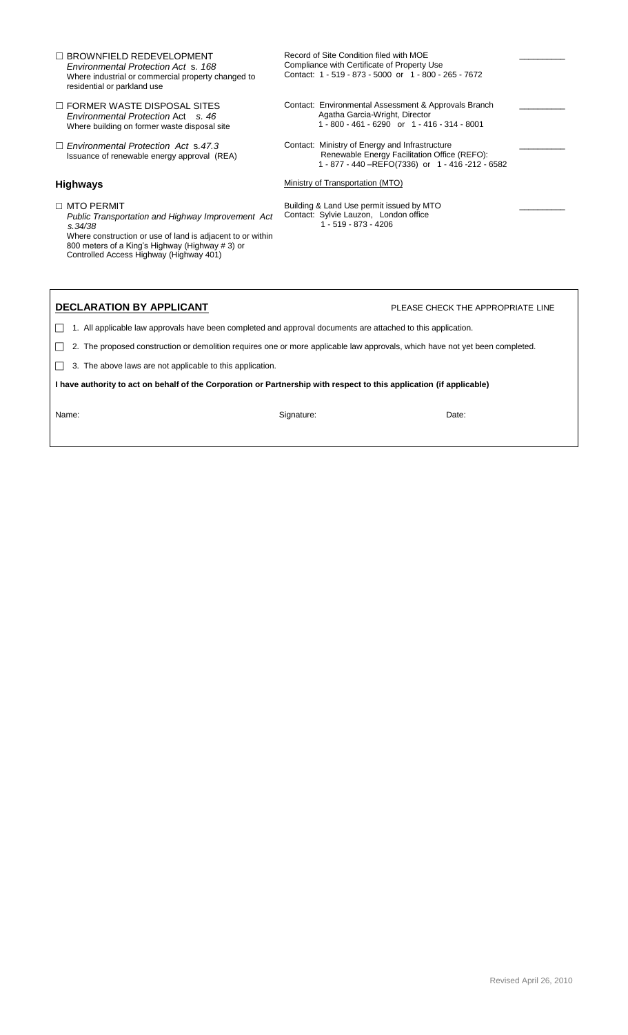| | | |
|---|---|---|
| ☐ BROWNFIELD REDEVELOPMENT<br>*Environmental Protection Act* s. *168*<br>Where industrial or commercial property changed to residential or parkland use | Record of Site Condition filed with MOE<br>Compliance with Certificate of Property Use<br>Contact: 1 - 519 - 873 - 5000 or 1 - 800 - 265 - 7672 | ________ |
| ☐ FORMER WASTE DISPOSAL SITES<br>*Environmental Protection* Act *s. 46*<br>Where building on former waste disposal site | Contact: Environmental Assessment & Approvals Branch<br>Agatha Garcia-Wright, Director<br>1 - 800 - 461 - 6290 or 1 - 416 - 314 - 8001 | ________ |
| ☐ *Environmental Protection Act* s.*47.3*<br>Issuance of renewable energy approval (REA) | Contact: Ministry of Energy and Infrastructure<br>Renewable Energy Facilitation Office (REFO):<br>1 - 877 - 440 –REFO(7336) or 1 - 416 -212 - 6582 | ________ |

### Highways

Ministry of Transportation (MTO)

| | | |
|---|---|---|
| ☐ MTO PERMIT<br>*Public Transportation and Highway Improvement Act s.34/38*<br>Where construction or use of land is adjacent to or within 800 meters of a King's Highway (Highway # 3) or Controlled Access Highway (Highway 401) | Building & Land Use permit issued by MTO<br>Contact: Sylvie Lauzon, London office<br>1 - 519 - 873 - 4206 | ________ |

## DECLARATION BY APPLICANT

PLEASE CHECK THE APPROPRIATE LINE

☐ 1. All applicable law approvals have been completed and approval documents are attached to this application.

☐ 2. The proposed construction or demolition requires one or more applicable law approvals, which have not yet been completed.

☐ 3. The above laws are not applicable to this application.

**I have authority to act on behalf of the Corporation or Partnership with respect to this application (if applicable)**

Name: Signature: Date:

Revised April 26, 2010